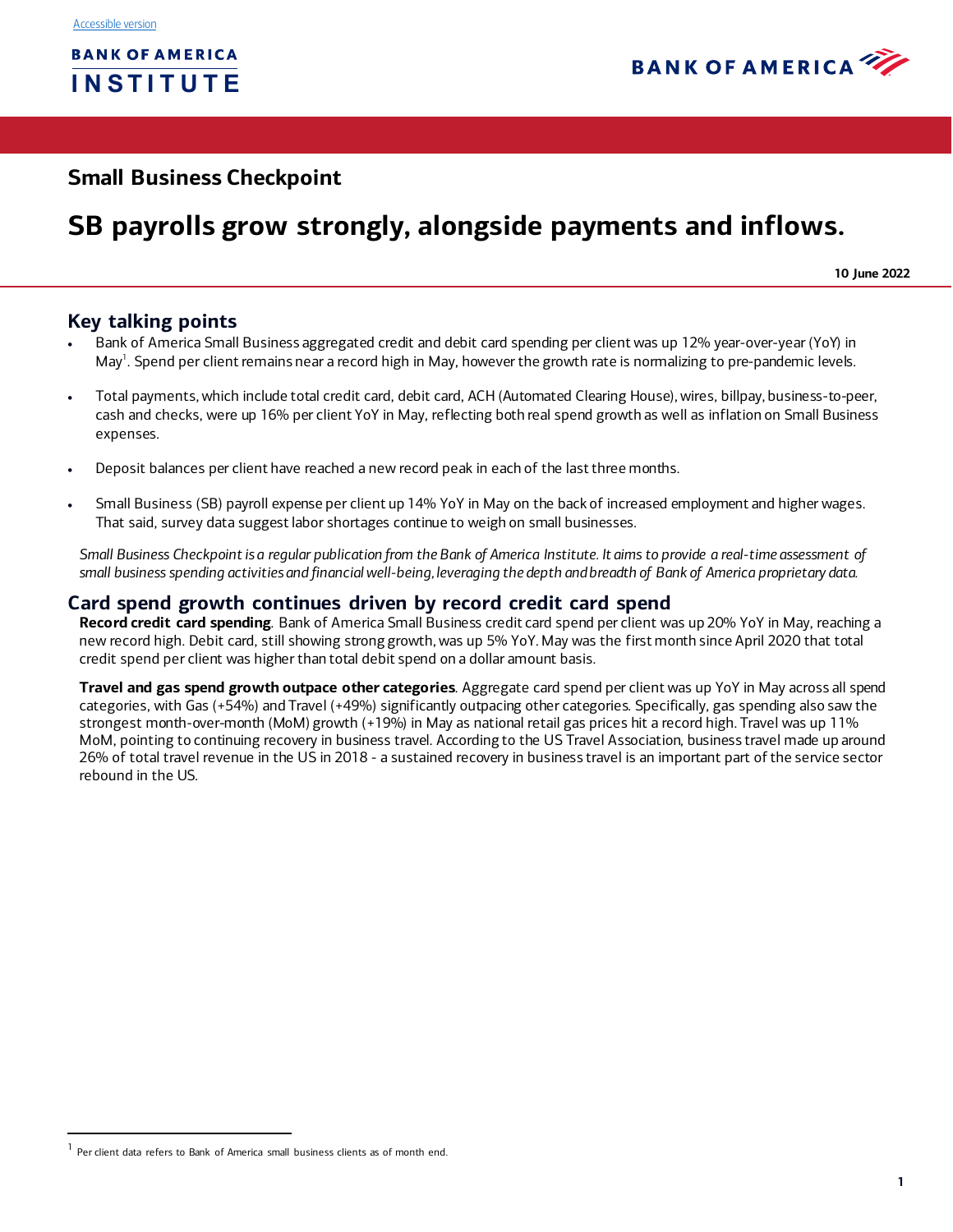Accessible version

BANK OF AMERICA INSTITUTE

BANK OF AMERICA

## Small Business Checkpoint

# SB payrolls grow strongly, alongside payments and inflows.

**10 June 2022**

## Key talking points

- Bank of America Small Business aggregated credit and debit card spending per client was up 12% year-over-year (YoY) in May[1]. Spend per client remains near a record high in May, however the growth rate is normalizing to pre-pandemic levels.
- Total payments, which include total credit card, debit card, ACH (Automated Clearing House), wires, billpay, business-to-peer, cash and checks, were up 16% per client YoY in May, reflecting both real spend growth as well as inflation on Small Business expenses.
- Deposit balances per client have reached a new record peak in each of the last three months.
- Small Business (SB) payroll expense per client up 14% YoY in May on the back of increased employment and higher wages. That said, survey data suggest labor shortages continue to weigh on small businesses.

*Small Business Checkpoint is a regular publication from the Bank of America Institute. It aims to provide a real-time assessment of small business spending activities and financial well-being, leveraging the depth and breadth of Bank of America proprietary data.*

## Card spend growth continues driven by record credit card spend

**Record credit card spending**. Bank of America Small Business credit card spend per client was up 20% YoY in May, reaching a new record high. Debit card, still showing strong growth, was up 5% YoY. May was the first month since April 2020 that total credit spend per client was higher than total debit spend on a dollar amount basis.

**Travel and gas spend growth outpace other categories**. Aggregate card spend per client was up YoY in May across all spend categories, with Gas (+54%) and Travel (+49%) significantly outpacing other categories. Specifically, gas spending also saw the strongest month-over-month (MoM) growth (+19%) in May as national retail gas prices hit a record high. Travel was up 11% MoM, pointing to continuing recovery in business travel. According to the US Travel Association, business travel made up around 26% of total travel revenue in the US in 2018 - a sustained recovery in business travel is an important part of the service sector rebound in the US.

[1] Per client data refers to Bank of America small business clients as of month end.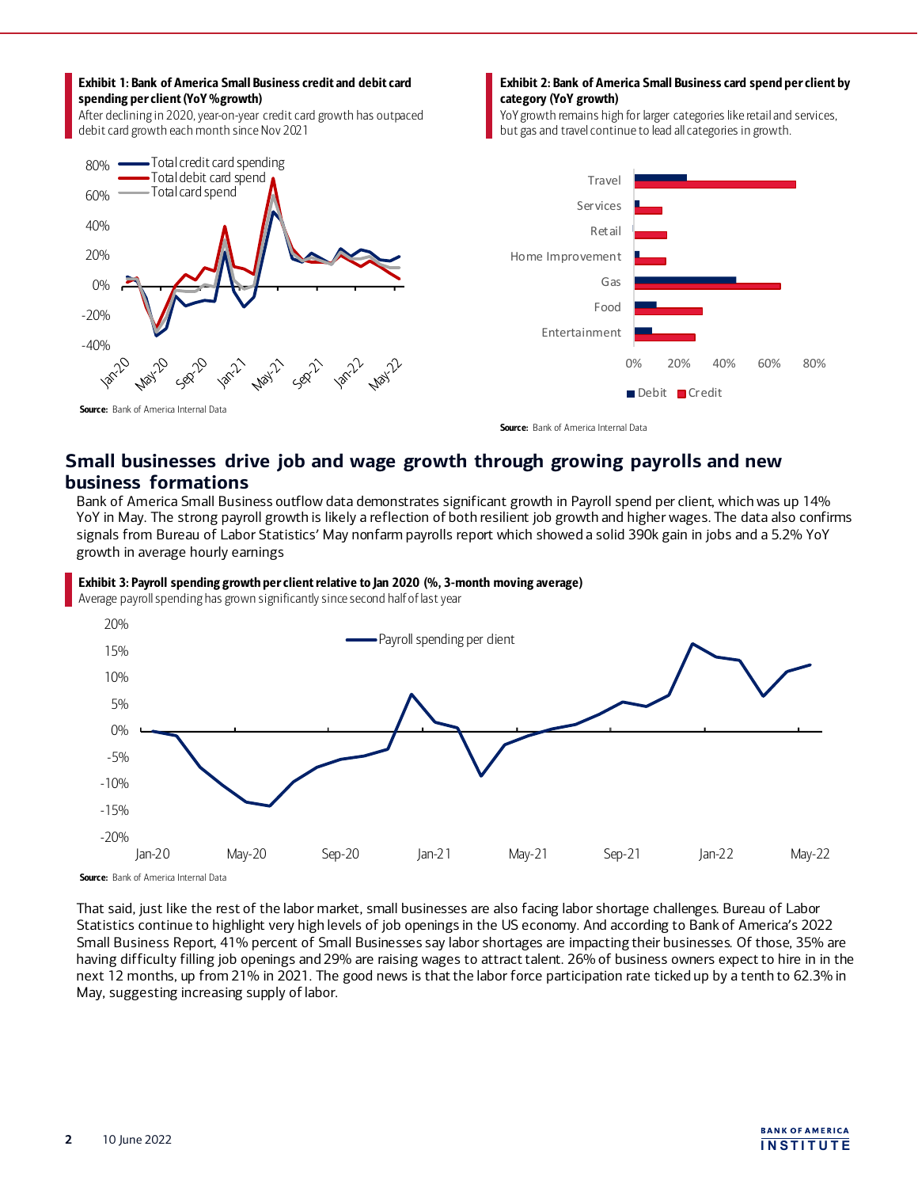**Exhibit 1: Bank of America Small Business credit and debit card spending per client (YoY % growth)**

After declining in 2020, year-on-year credit card growth has outpaced debit card growth each month since Nov 2021

**Source:** Bank of America Internal Data

**Exhibit 2: Bank of America Small Business card spend per client by category (YoY growth)**

YoY growth remains high for larger categories like retail and services, but gas and travel continue to lead all categories in growth.

**Source:** Bank of America Internal Data

## Small businesses drive job and wage growth through growing payrolls and new business formations

Bank of America Small Business outflow data demonstrates significant growth in Payroll spend per client, which was up 14% YoY in May. The strong payroll growth is likely a reflection of both resilient job growth and higher wages. The data also confirms signals from Bureau of Labor Statistics' May nonfarm payrolls report which showed a solid 390k gain in jobs and a 5.2% YoY growth in average hourly earnings

**Exhibit 3: Payroll spending growth per client relative to Jan 2020 (%, 3-month moving average)**

Average payroll spending has grown significantly since second half of last year

**Source:** Bank of America Internal Data

That said, just like the rest of the labor market, small businesses are also facing labor shortage challenges. Bureau of Labor Statistics continue to highlight very high levels of job openings in the US economy. And according to Bank of America's 2022 Small Business Report, 41% percent of Small Businesses say labor shortages are impacting their businesses. Of those, 35% are having difficulty filling job openings and 29% are raising wages to attract talent. 26% of business owners expect to hire in in the next 12 months, up from 21% in 2021. The good news is that the labor force participation rate ticked up by a tenth to 62.3% in May, suggesting increasing supply of labor.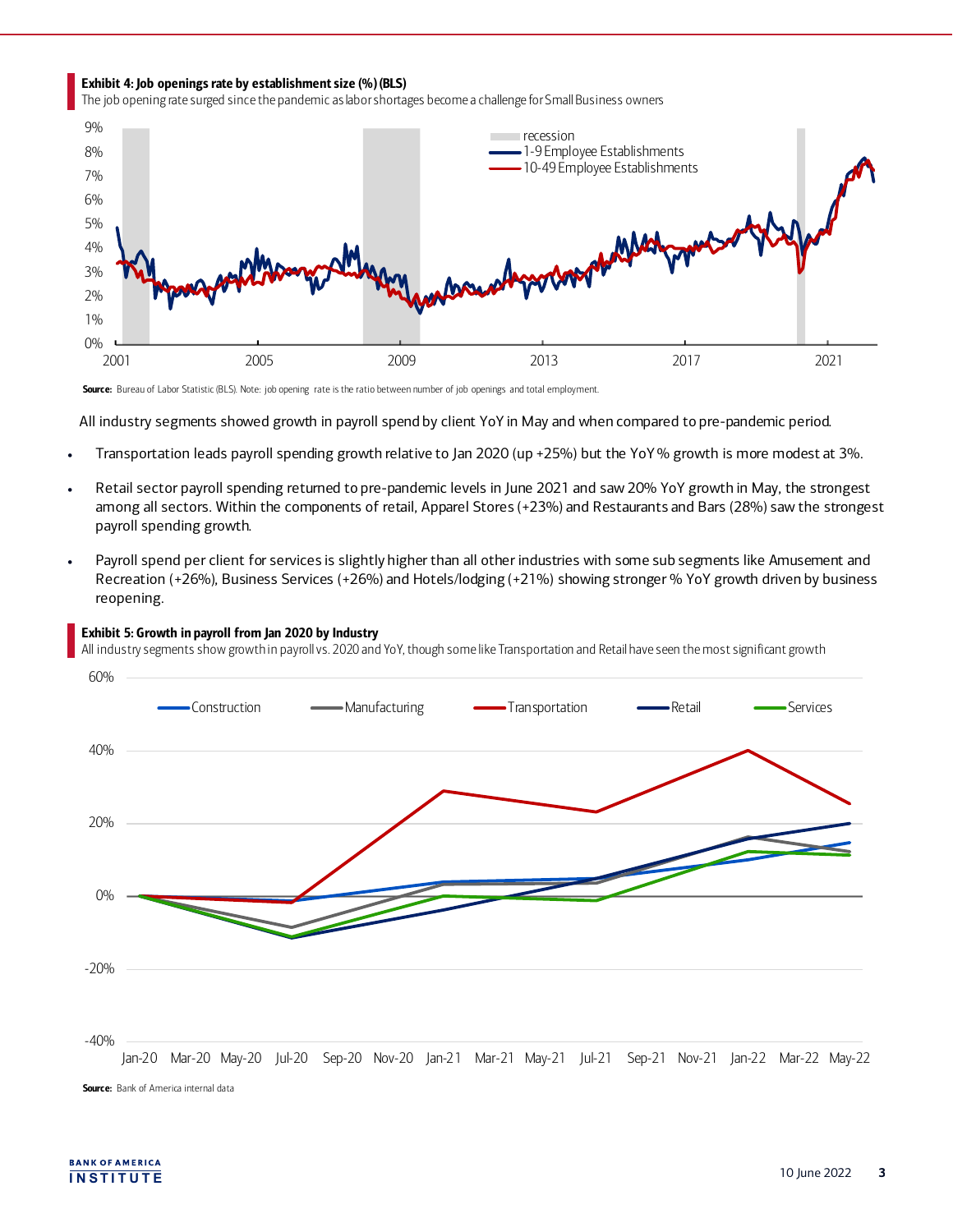**Exhibit 4: Job openings rate by establishment size (%) (BLS)**

The job opening rate surged since the pandemic as labor shortages become a challenge for Small Business owners

**Source:** Bureau of Labor Statistic (BLS). Note: job opening rate is the ratio between number of job openings and total employment.

All industry segments showed growth in payroll spend by client YoY in May and when compared to pre-pandemic period.

- Transportation leads payroll spending growth relative to Jan 2020 (up +25%) but the YoY % growth is more modest at 3%.
- Retail sector payroll spending returned to pre-pandemic levels in June 2021 and saw 20% YoY growth in May, the strongest among all sectors. Within the components of retail, Apparel Stores (+23%) and Restaurants and Bars (28%) saw the strongest payroll spending growth.
- Payroll spend per client for services is slightly higher than all other industries with some sub segments like Amusement and Recreation (+26%), Business Services (+26%) and Hotels/lodging (+21%) showing stronger % YoY growth driven by business reopening.

**Exhibit 5: Growth in payroll from Jan 2020 by Industry**

All industry segments show growth in payroll vs. 2020 and YoY, though some like Transportation and Retail have seen the most significant growth

**Source:** Bank of America internal data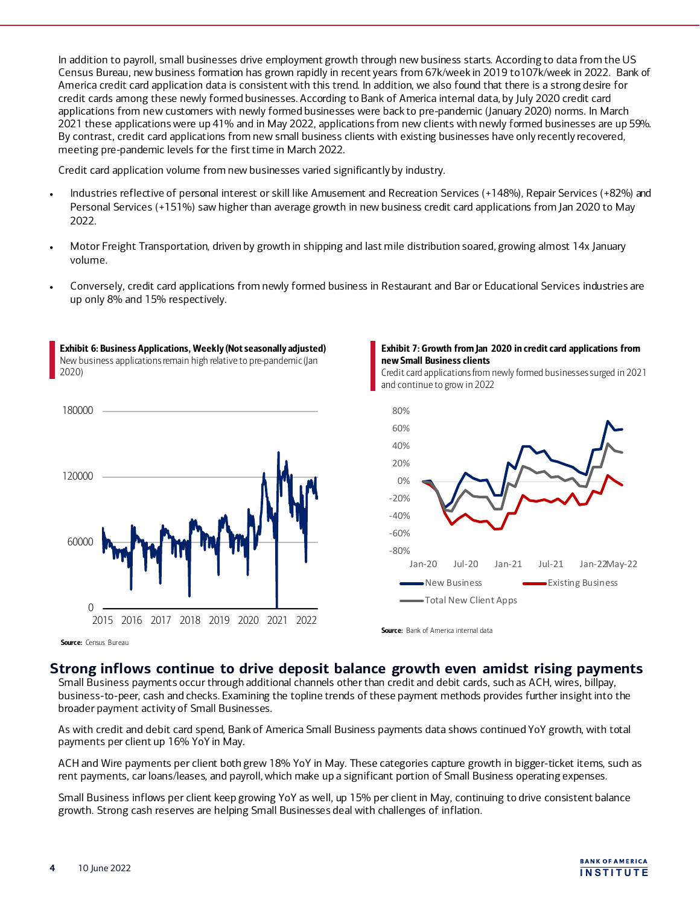In addition to payroll, small businesses drive employment growth through new business starts. According to data from the US Census Bureau, new business formation has grown rapidly in recent years from 67k/week in 2019 to107k/week in 2022. Bank of America credit card application data is consistent with this trend. In addition, we also found that there is a strong desire for credit cards among these newly formed businesses. According to Bank of America internal data, by July 2020 credit card applications from new customers with newly formed businesses were back to pre-pandemic (January 2020) norms. In March 2021 these applications were up 41% and in May 2022, applications from new clients with newly formed businesses are up 59%. By contrast, credit card applications from new small business clients with existing businesses have only recently recovered, meeting pre-pandemic levels for the first time in March 2022.

Credit card application volume from new businesses varied significantly by industry.

- Industries reflective of personal interest or skill like Amusement and Recreation Services (+148%), Repair Services (+82%) and Personal Services (+151%) saw higher than average growth in new business credit card applications from Jan 2020 to May 2022.
- Motor Freight Transportation, driven by growth in shipping and last mile distribution soared, growing almost 14x January volume.
- Conversely, credit card applications from newly formed business in Restaurant and Bar or Educational Services industries are up only 8% and 15% respectively.

**Exhibit 6: Business Applications, Weekly (Not seasonally adjusted)**
New business applications remain high relative to pre-pandemic (Jan 2020)

**Source:** Census Bureau

**Exhibit 7: Growth from Jan 2020 in credit card applications from new Small Business clients**
Credit card applications from newly formed businesses surged in 2021 and continue to grow in 2022

**Source:** Bank of America internal data

## Strong inflows continue to drive deposit balance growth even amidst rising payments

Small Business payments occur through additional channels other than credit and debit cards, such as ACH, wires, billpay, business-to-peer, cash and checks. Examining the topline trends of these payment methods provides further insight into the broader payment activity of Small Businesses.

As with credit and debit card spend, Bank of America Small Business payments data shows continued YoY growth, with total payments per client up 16% YoY in May.

ACH and Wire payments per client both grew 18% YoY in May. These categories capture growth in bigger-ticket items, such as rent payments, car loans/leases, and payroll, which make up a significant portion of Small Business operating expenses.

Small Business inflows per client keep growing YoY as well, up 15% per client in May, continuing to drive consistent balance growth. Strong cash reserves are helping Small Businesses deal with challenges of inflation.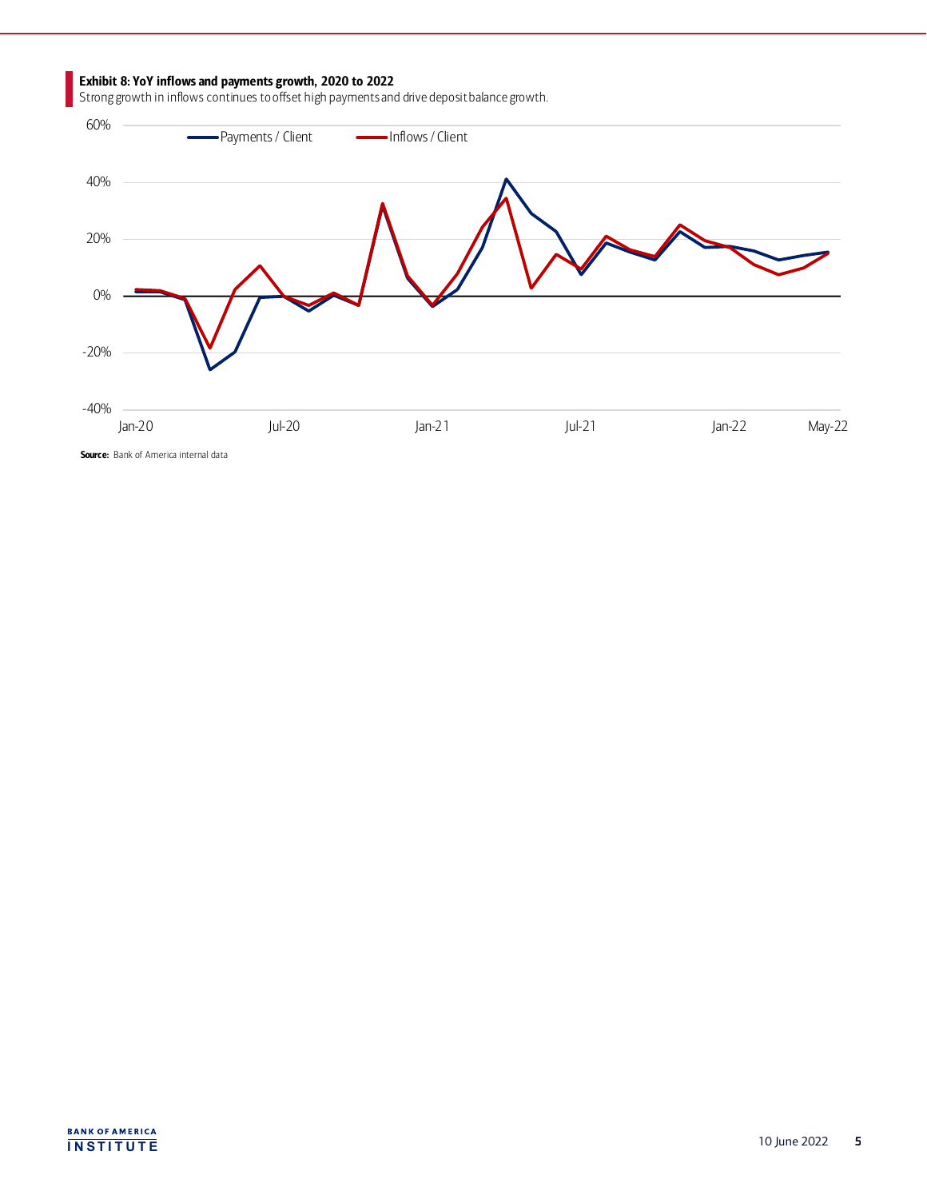**Exhibit 8: YoY inflows and payments growth, 2020 to 2022**

Strong growth in inflows continues to offset high payments and drive deposit balance growth.

**Source:** Bank of America internal data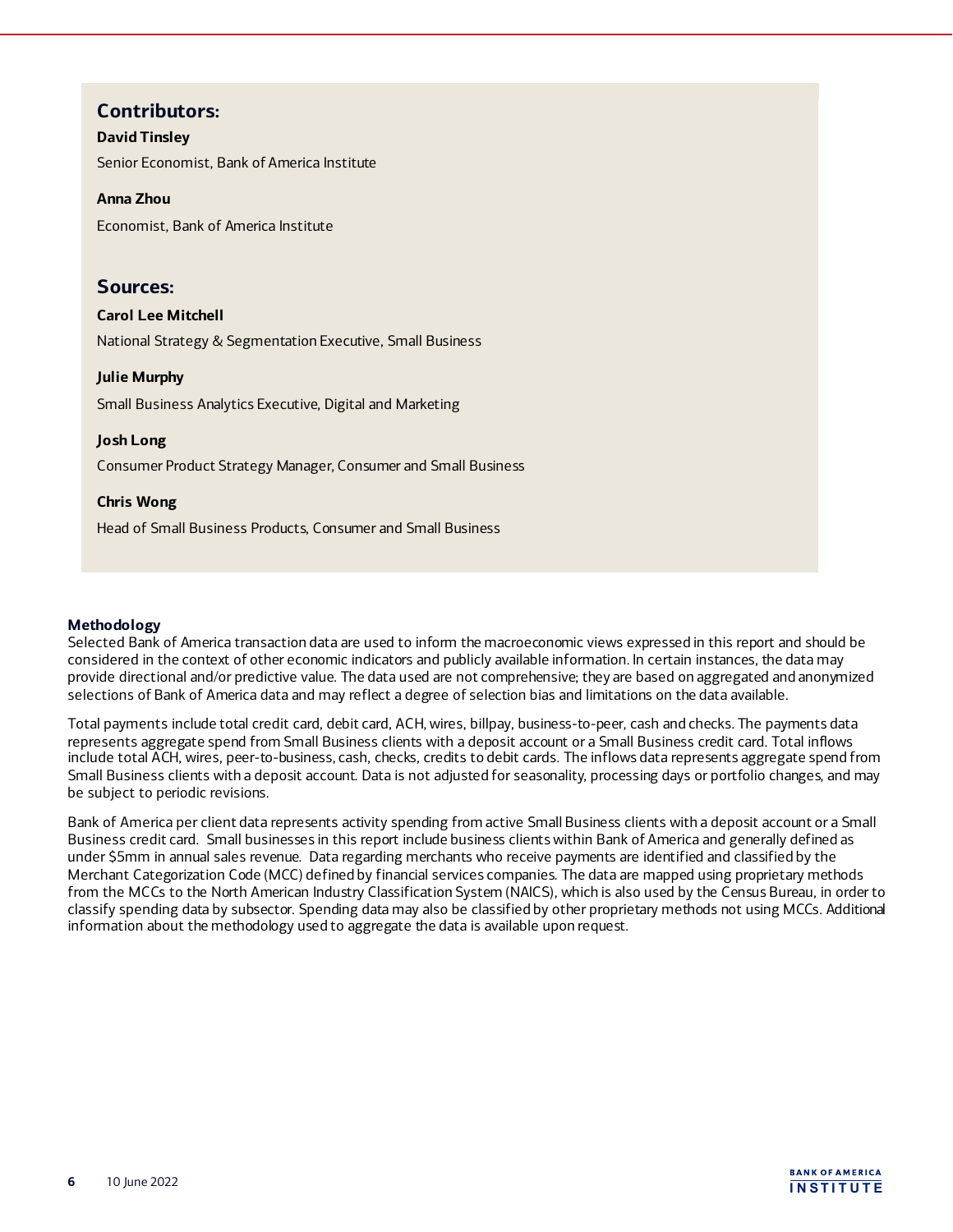## Contributors:

**David Tinsley**

Senior Economist, Bank of America Institute

**Anna Zhou**

Economist, Bank of America Institute

## Sources:

**Carol Lee Mitchell**

National Strategy & Segmentation Executive, Small Business

**Julie Murphy**

Small Business Analytics Executive, Digital and Marketing

**Josh Long**

Consumer Product Strategy Manager, Consumer and Small Business

**Chris Wong**

Head of Small Business Products, Consumer and Small Business

**Methodology**

Selected Bank of America transaction data are used to inform the macroeconomic views expressed in this report and should be considered in the context of other economic indicators and publicly available information. In certain instances, the data may provide directional and/or predictive value. The data used are not comprehensive; they are based on aggregated and anonymized selections of Bank of America data and may reflect a degree of selection bias and limitations on the data available.

Total payments include total credit card, debit card, ACH, wires, billpay, business-to-peer, cash and checks. The payments data represents aggregate spend from Small Business clients with a deposit account or a Small Business credit card. Total inflows include total ACH, wires, peer-to-business, cash, checks, credits to debit cards. The inflows data represents aggregate spend from Small Business clients with a deposit account. Data is not adjusted for seasonality, processing days or portfolio changes, and may be subject to periodic revisions.

Bank of America per client data represents activity spending from active Small Business clients with a deposit account or a Small Business credit card. Small businesses in this report include business clients within Bank of America and generally defined as under $5mm in annual sales revenue. Data regarding merchants who receive payments are identified and classified by the Merchant Categorization Code (MCC) defined by financial services companies. The data are mapped using proprietary methods from the MCCs to the North American Industry Classification System (NAICS), which is also used by the Census Bureau, in order to classify spending data by subsector. Spending data may also be classified by other proprietary methods not using MCCs. Additional information about the methodology used to aggregate the data is available upon request.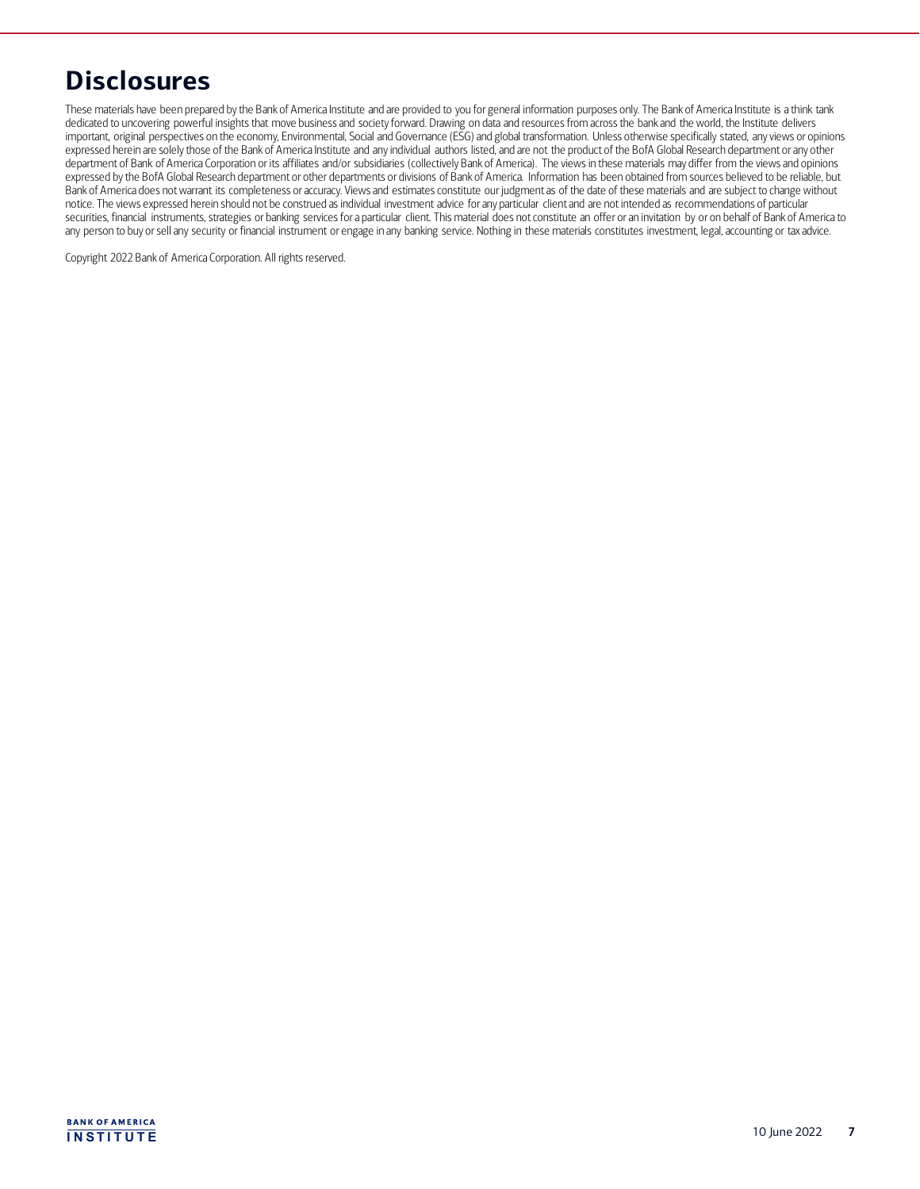# Disclosures

These materials have been prepared by the Bank of America Institute and are provided to you for general information purposes only. The Bank of America Institute is a think tank dedicated to uncovering powerful insights that move business and society forward. Drawing on data and resources from across the bank and the world, the Institute delivers important, original perspectives on the economy, Environmental, Social and Governance (ESG) and global transformation. Unless otherwise specifically stated, any views or opinions expressed herein are solely those of the Bank of America Institute and any individual authors listed, and are not the product of the BofA Global Research department or any other department of Bank of America Corporation or its affiliates and/or subsidiaries (collectively Bank of America). The views in these materials may differ from the views and opinions expressed by the BofA Global Research department or other departments or divisions of Bank of America. Information has been obtained from sources believed to be reliable, but Bank of America does not warrant its completeness or accuracy. Views and estimates constitute our judgment as of the date of these materials and are subject to change without notice. The views expressed herein should not be construed as individual investment advice for any particular client and are not intended as recommendations of particular securities, financial instruments, strategies or banking services for a particular client. This material does not constitute an offer or an invitation by or on behalf of Bank of America to any person to buy or sell any security or financial instrument or engage in any banking service. Nothing in these materials constitutes investment, legal, accounting or tax advice.

Copyright 2022 Bank of America Corporation. All rights reserved.